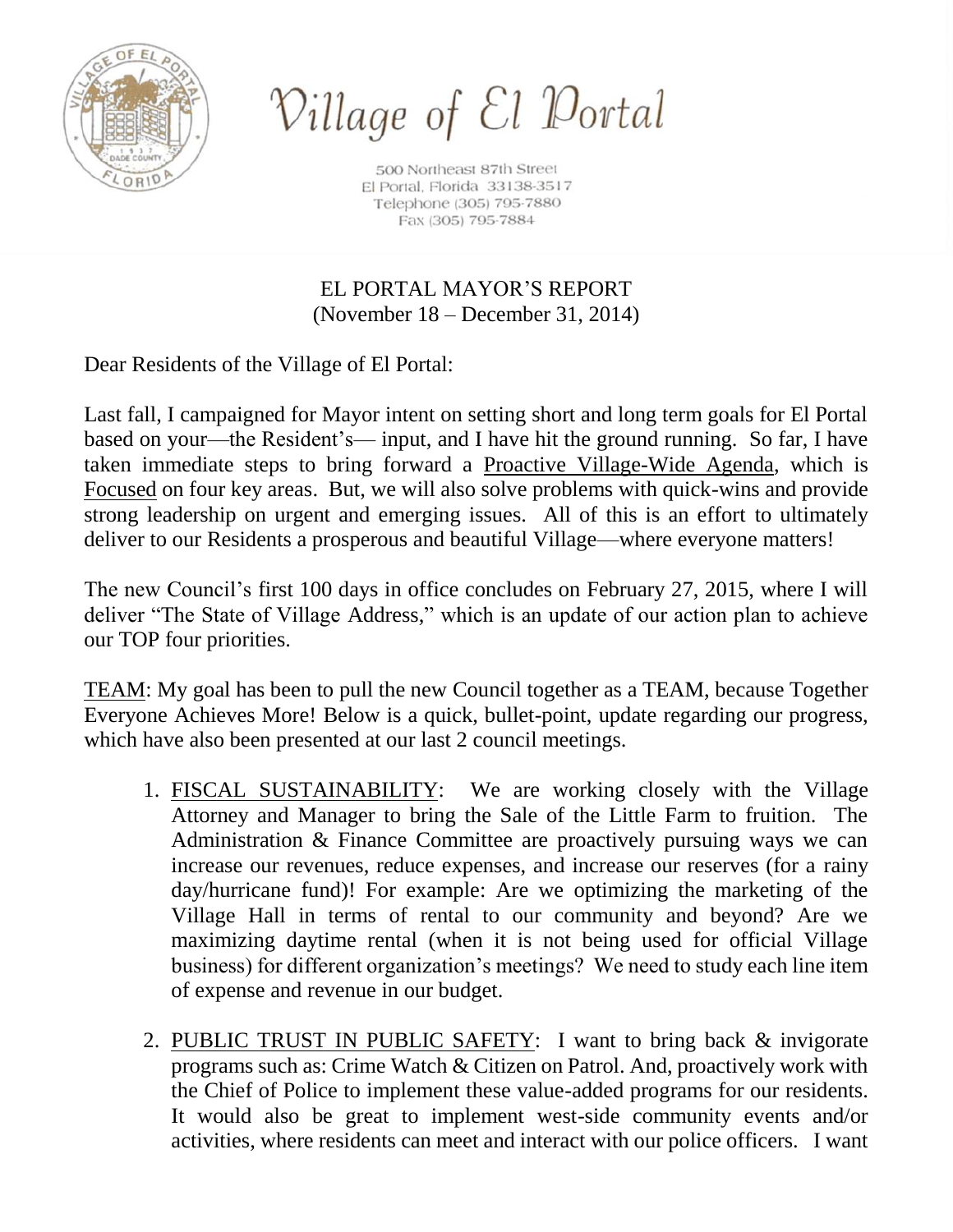# Village of El Portal

500 Northeast 87th Street
El Portal, Florida 33138-3517
Telephone (305) 795-7880
Fax (305) 795-7884

## EL PORTAL MAYOR'S REPORT
(November 18 – December 31, 2014)

Dear Residents of the Village of El Portal:

Last fall, I campaigned for Mayor intent on setting short and long term goals for El Portal based on your—the Resident's— input, and I have hit the ground running. So far, I have taken immediate steps to bring forward a <u>Proactive Village-Wide Agenda</u>, which is <u>Focused</u> on four key areas. But, we will also solve problems with quick-wins and provide strong leadership on urgent and emerging issues. All of this is an effort to ultimately deliver to our Residents a prosperous and beautiful Village—where everyone matters!

The new Council's first 100 days in office concludes on February 27, 2015, where I will deliver "The State of Village Address," which is an update of our action plan to achieve our TOP four priorities.

<u>TEAM</u>: My goal has been to pull the new Council together as a TEAM, because Together Everyone Achieves More! Below is a quick, bullet-point, update regarding our progress, which have also been presented at our last 2 council meetings.

1. <u>FISCAL SUSTAINABILITY</u>: We are working closely with the Village Attorney and Manager to bring the Sale of the Little Farm to fruition. The Administration & Finance Committee are proactively pursuing ways we can increase our revenues, reduce expenses, and increase our reserves (for a rainy day/hurricane fund)! For example: Are we optimizing the marketing of the Village Hall in terms of rental to our community and beyond? Are we maximizing daytime rental (when it is not being used for official Village business) for different organization's meetings? We need to study each line item of expense and revenue in our budget.

2. <u>PUBLIC TRUST IN PUBLIC SAFETY</u>: I want to bring back & invigorate programs such as: Crime Watch & Citizen on Patrol. And, proactively work with the Chief of Police to implement these value-added programs for our residents. It would also be great to implement west-side community events and/or activities, where residents can meet and interact with our police officers. I want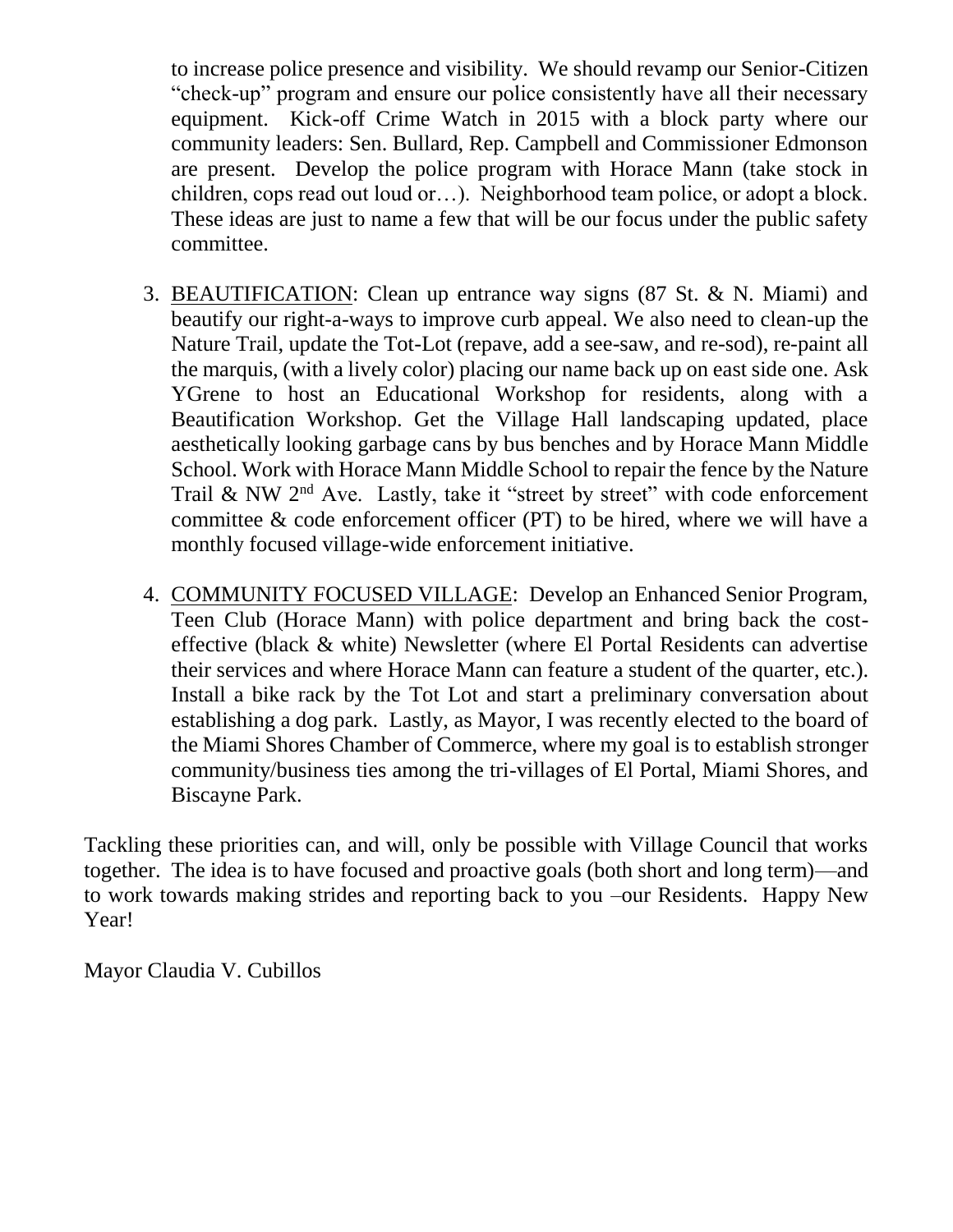to increase police presence and visibility. We should revamp our Senior-Citizen "check-up" program and ensure our police consistently have all their necessary equipment. Kick-off Crime Watch in 2015 with a block party where our community leaders: Sen. Bullard, Rep. Campbell and Commissioner Edmonson are present. Develop the police program with Horace Mann (take stock in children, cops read out loud or…). Neighborhood team police, or adopt a block. These ideas are just to name a few that will be our focus under the public safety committee.

3. <u>BEAUTIFICATION</u>: Clean up entrance way signs (87 St. & N. Miami) and beautify our right-a-ways to improve curb appeal. We also need to clean-up the Nature Trail, update the Tot-Lot (repave, add a see-saw, and re-sod), re-paint all the marquis, (with a lively color) placing our name back up on east side one. Ask YGrene to host an Educational Workshop for residents, along with a Beautification Workshop. Get the Village Hall landscaping updated, place aesthetically looking garbage cans by bus benches and by Horace Mann Middle School. Work with Horace Mann Middle School to repair the fence by the Nature Trail & NW 2nd Ave. Lastly, take it "street by street" with code enforcement committee & code enforcement officer (PT) to be hired, where we will have a monthly focused village-wide enforcement initiative.

4. <u>COMMUNITY FOCUSED VILLAGE</u>: Develop an Enhanced Senior Program, Teen Club (Horace Mann) with police department and bring back the cost-effective (black & white) Newsletter (where El Portal Residents can advertise their services and where Horace Mann can feature a student of the quarter, etc.). Install a bike rack by the Tot Lot and start a preliminary conversation about establishing a dog park. Lastly, as Mayor, I was recently elected to the board of the Miami Shores Chamber of Commerce, where my goal is to establish stronger community/business ties among the tri-villages of El Portal, Miami Shores, and Biscayne Park.

Tackling these priorities can, and will, only be possible with Village Council that works together. The idea is to have focused and proactive goals (both short and long term)—and to work towards making strides and reporting back to you –our Residents. Happy New Year!

Mayor Claudia V. Cubillos